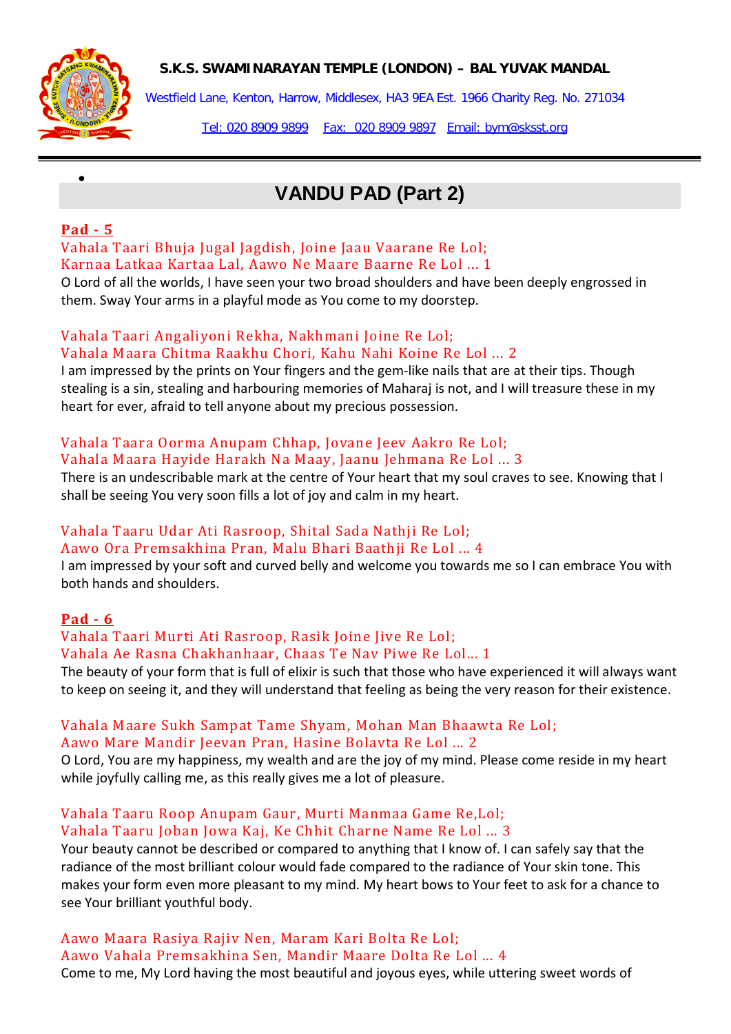**S.K.S. SWAMINARAYAN TEMPLE (LONDON) – BAL YUVAK MANDAL**

Westfield Lane, Kenton, Harrow, Middlesex, HA3 9EA Est. 1966 Charity Reg. No. 271034

Tel: 020 8909 9899 Fax: 020 8909 9897 Email: bym@sksst.org

# VANDU PAD (Part 2)

## Pad - 5

Vahala Taari Bhuja Jugal Jagdish, Joine Jaau Vaarane Re Lol;
Karnaa Latkaa Kartaa Lal, Aawo Ne Maare Baarne Re Lol ... 1

O Lord of all the worlds, I have seen your two broad shoulders and have been deeply engrossed in them. Sway Your arms in a playful mode as You come to my doorstep.

Vahala Taari Angaliyoni Rekha, Nakhmani Joine Re Lol;
Vahala Maara Chitma Raakhu Chori, Kahu Nahi Koine Re Lol ... 2

I am impressed by the prints on Your fingers and the gem-like nails that are at their tips. Though stealing is a sin, stealing and harbouring memories of Maharaj is not, and I will treasure these in my heart for ever, afraid to tell anyone about my precious possession.

Vahala Taara Oorma Anupam Chhap, Jovane Jeev Aakro Re Lol;
Vahala Maara Hayide Harakh Na Maay, Jaanu Jehmana Re Lol ... 3

There is an undescribable mark at the centre of Your heart that my soul craves to see. Knowing that I shall be seeing You very soon fills a lot of joy and calm in my heart.

Vahala Taaru Udar Ati Rasroop, Shital Sada Nathji Re Lol;
Aawo Ora Premsakhina Pran, Malu Bhari Baathji Re Lol ... 4

I am impressed by your soft and curved belly and welcome you towards me so I can embrace You with both hands and shoulders.

## Pad - 6

Vahala Taari Murti Ati Rasroop, Rasik Joine Jive Re Lol;
Vahala Ae Rasna Chakhanhaar, Chaas Te Nav Piwe Re Lol... 1

The beauty of your form that is full of elixir is such that those who have experienced it will always want to keep on seeing it, and they will understand that feeling as being the very reason for their existence.

Vahala Maare Sukh Sampat Tame Shyam, Mohan Man Bhaawta Re Lol;
Aawo Mare Mandir Jeevan Pran, Hasine Bolavta Re Lol ... 2

O Lord, You are my happiness, my wealth and are the joy of my mind. Please come reside in my heart while joyfully calling me, as this really gives me a lot of pleasure.

Vahala Taaru Roop Anupam Gaur, Murti Manmaa Game Re,Lol;
Vahala Taaru Joban Jowa Kaj, Ke Chhit Charne Name Re Lol ... 3

Your beauty cannot be described or compared to anything that I know of. I can safely say that the radiance of the most brilliant colour would fade compared to the radiance of Your skin tone. This makes your form even more pleasant to my mind. My heart bows to Your feet to ask for a chance to see Your brilliant youthful body.

Aawo Maara Rasiya Rajiv Nen, Maram Kari Bolta Re Lol;
Aawo Vahala Premsakhina Sen, Mandir Maare Dolta Re Lol ... 4

Come to me, My Lord having the most beautiful and joyous eyes, while uttering sweet words of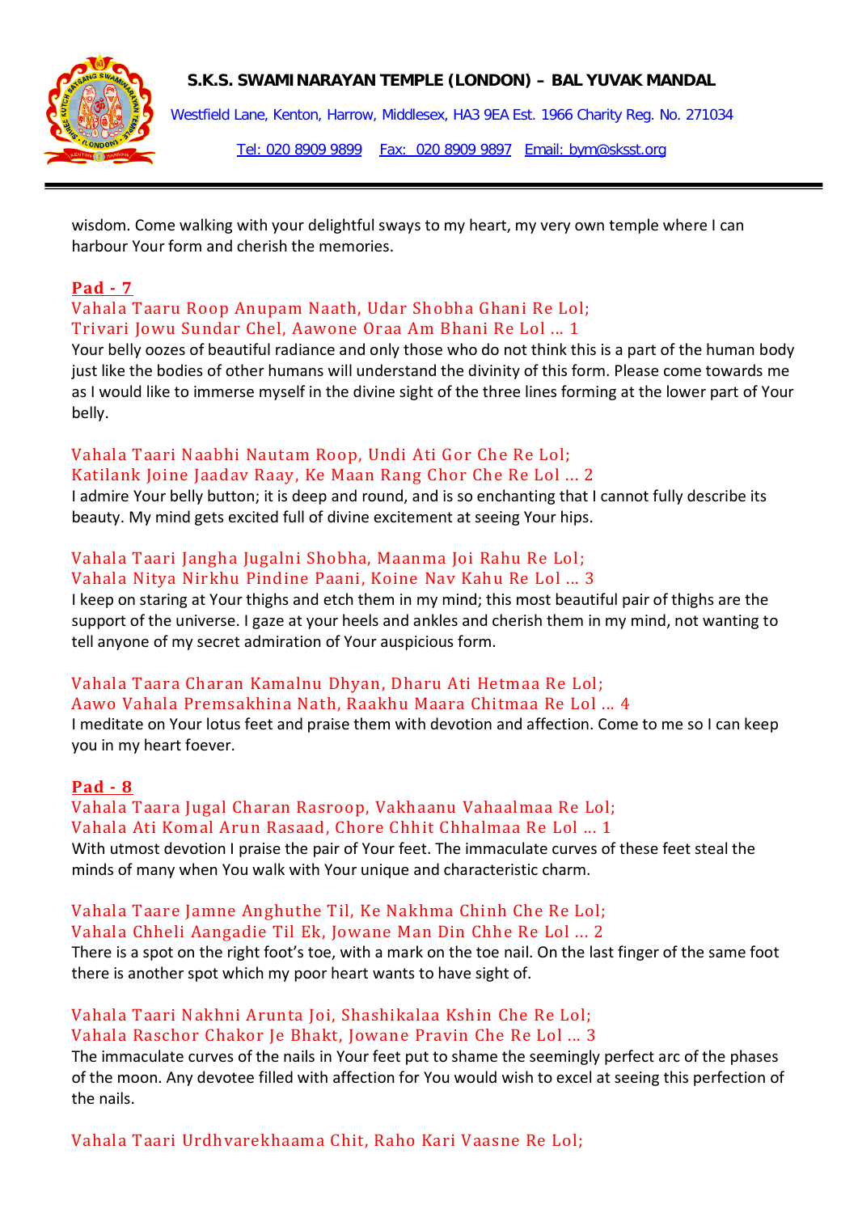wisdom. Come walking with your delightful sways to my heart, my very own temple where I can harbour Your form and cherish the memories.

## Pad - 7

Vahala Taaru Roop Anupam Naath, Udar Shobha Ghani Re Lol;
Trivari Jowu Sundar Chel, Aawone Oraa Am Bhani Re Lol … 1

Your belly oozes of beautiful radiance and only those who do not think this is a part of the human body just like the bodies of other humans will understand the divinity of this form. Please come towards me as I would like to immerse myself in the divine sight of the three lines forming at the lower part of Your belly.

Vahala Taari Naabhi Nautam Roop, Undi Ati Gor Che Re Lol;
Katilank Joine Jaadav Raay, Ke Maan Rang Chor Che Re Lol … 2

I admire Your belly button; it is deep and round, and is so enchanting that I cannot fully describe its beauty. My mind gets excited full of divine excitement at seeing Your hips.

Vahala Taari Jangha Jugalni Shobha, Maanma Joi Rahu Re Lol;
Vahala Nitya Nirkhu Pindine Paani, Koine Nav Kahu Re Lol … 3

I keep on staring at Your thighs and etch them in my mind; this most beautiful pair of thighs are the support of the universe. I gaze at your heels and ankles and cherish them in my mind, not wanting to tell anyone of my secret admiration of Your auspicious form.

Vahala Taara Charan Kamalnu Dhyan, Dharu Ati Hetmaa Re Lol;
Aawo Vahala Premsakhina Nath, Raakhu Maara Chitmaa Re Lol … 4

I meditate on Your lotus feet and praise them with devotion and affection. Come to me so I can keep you in my heart foever.

## Pad - 8

Vahala Taara Jugal Charan Rasroop, Vakhaanu Vahaalmaa Re Lol;
Vahala Ati Komal Arun Rasaad, Chore Chhit Chhalmaa Re Lol … 1

With utmost devotion I praise the pair of Your feet. The immaculate curves of these feet steal the minds of many when You walk with Your unique and characteristic charm.

Vahala Taare Jamne Anghuthe Til, Ke Nakhma Chinh Che Re Lol;
Vahala Chheli Aangadie Til Ek, Jowane Man Din Chhe Re Lol … 2

There is a spot on the right foot's toe, with a mark on the toe nail. On the last finger of the same foot there is another spot which my poor heart wants to have sight of.

Vahala Taari Nakhni Arunta Joi, Shashikalaa Kshin Che Re Lol;
Vahala Raschor Chakor Je Bhakt, Jowane Pravin Che Re Lol … 3

The immaculate curves of the nails in Your feet put to shame the seemingly perfect arc of the phases of the moon. Any devotee filled with affection for You would wish to excel at seeing this perfection of the nails.

Vahala Taari Urdhvarekhaama Chit, Raho Kari Vaasne Re Lol;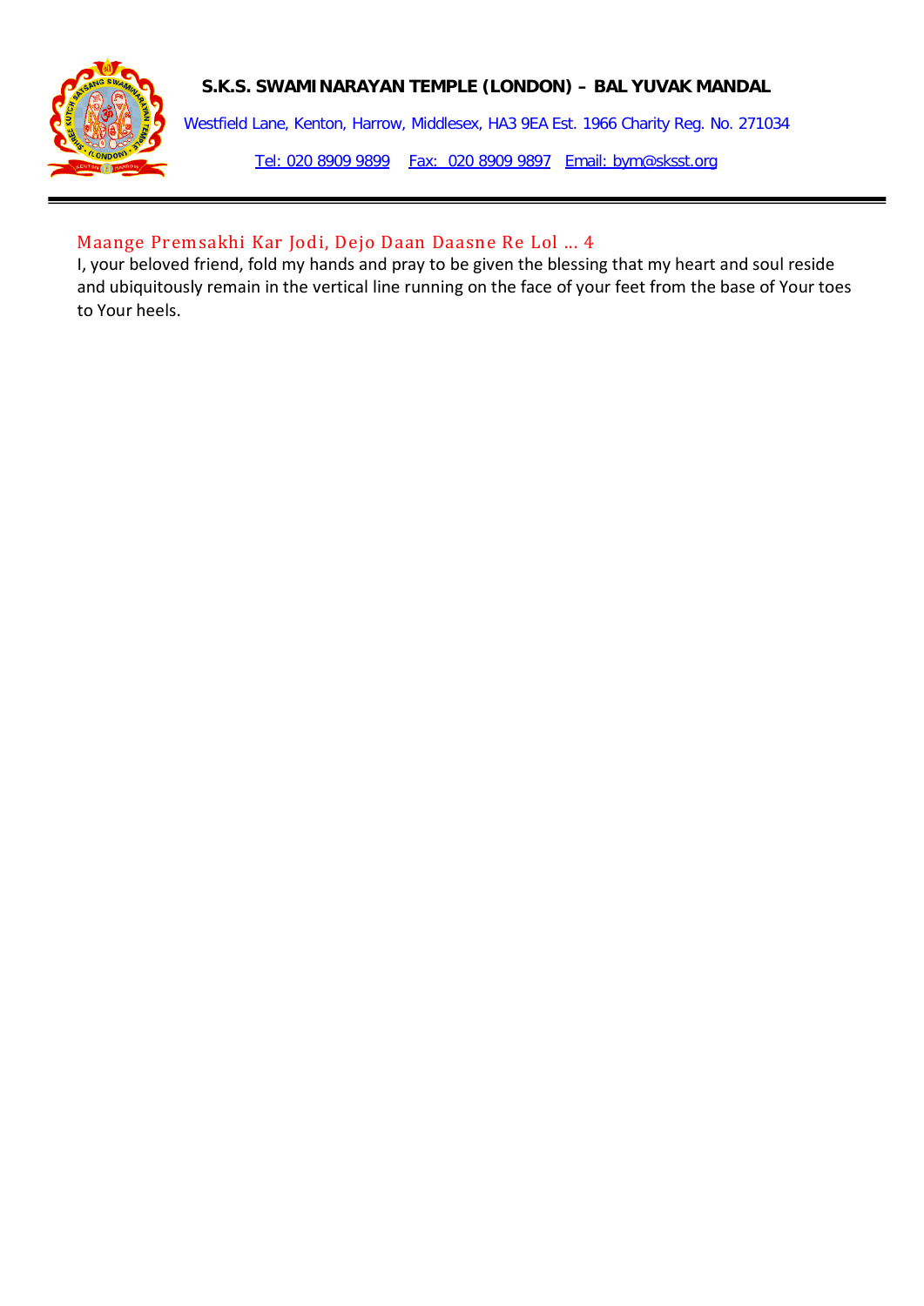Maange Premsakhi Kar Jodi, Dejo Daan Daasne Re Lol … 4

I, your beloved friend, fold my hands and pray to be given the blessing that my heart and soul reside and ubiquitously remain in the vertical line running on the face of your feet from the base of Your toes to Your heels.